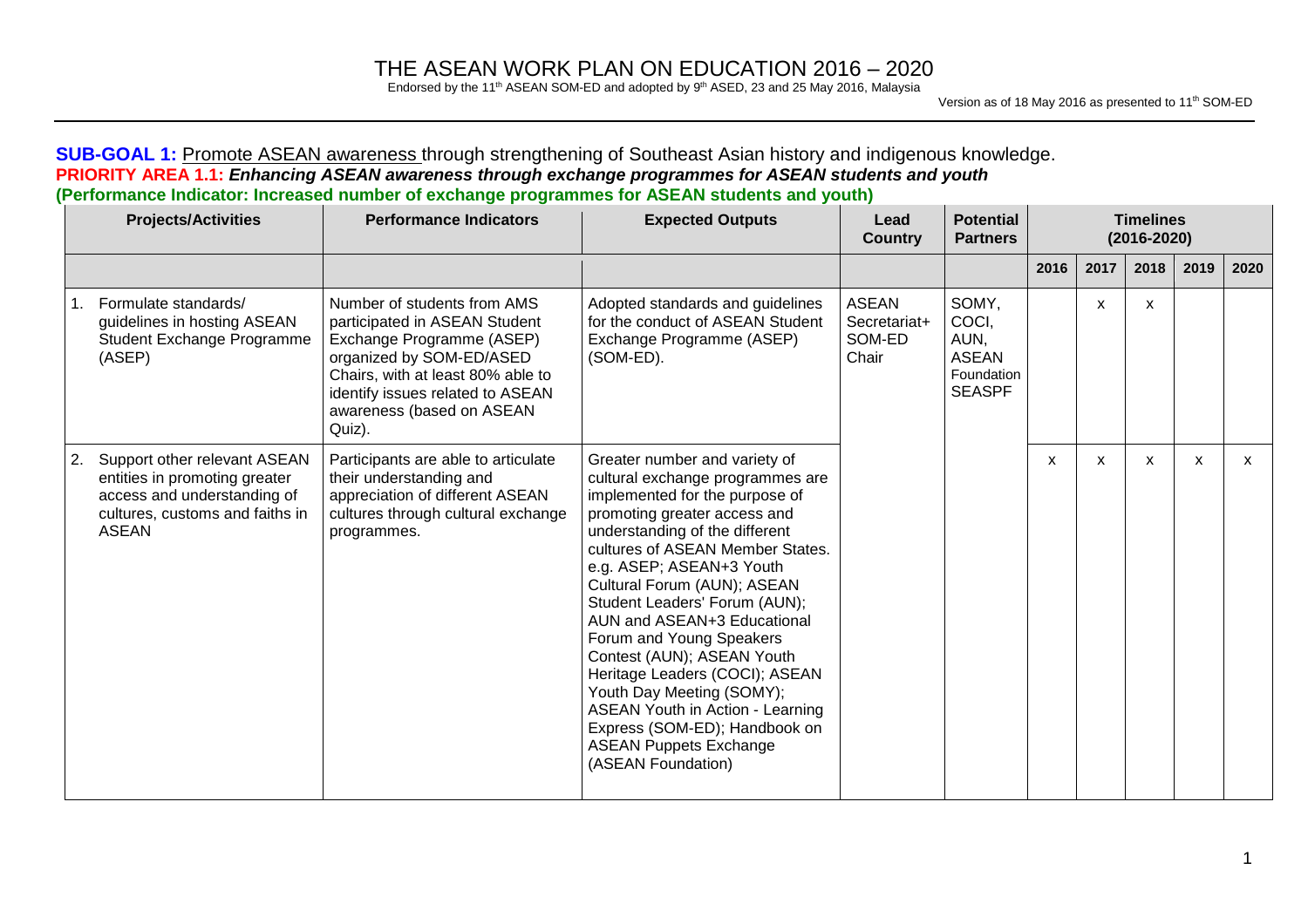# THE ASEAN WORK PLAN ON EDUCATION 2016 – 2020

Endorsed by the 11th ASEAN SOM-ED and adopted by 9th ASED, 23 and 25 May 2016, Malaysia

Version as of 18 May 2016 as presented to 11th SOM-ED

**SUB-GOAL 1:** Promote ASEAN awareness through strengthening of Southeast Asian history and indigenous knowledge.

**PRIORITY AREA 1.1: *Enhancing ASEAN awareness through exchange programmes for ASEAN students and youth***

**(Performance Indicator: Increased number of exchange programmes for ASEAN students and youth)**

| Projects/Activities | Performance Indicators | Expected Outputs | Lead Country | Potential Partners | Timelines (2016-2020) | | | | |
|---|---|---|---|---|---|---|---|---|---|
| | | | | | 2016 | 2017 | 2018 | 2019 | 2020 |
| 1. Formulate standards/ guidelines in hosting ASEAN Student Exchange Programme (ASEP) | Number of students from AMS participated in ASEAN Student Exchange Programme (ASEP) organized by SOM-ED/ASED Chairs, with at least 80% able to identify issues related to ASEAN awareness (based on ASEAN Quiz). | Adopted standards and guidelines for the conduct of ASEAN Student Exchange Programme (ASEP) (SOM-ED). | ASEAN Secretariat+ SOM-ED Chair | SOMY, COCI, AUN, ASEAN Foundation SEASPF | | x | x | | |
| 2. Support other relevant ASEAN entities in promoting greater access and understanding of cultures, customs and faiths in ASEAN | Participants are able to articulate their understanding and appreciation of different ASEAN cultures through cultural exchange programmes. | Greater number and variety of cultural exchange programmes are implemented for the purpose of promoting greater access and understanding of the different cultures of ASEAN Member States. e.g. ASEP; ASEAN+3 Youth Cultural Forum (AUN); ASEAN Student Leaders' Forum (AUN); AUN and ASEAN+3 Educational Forum and Young Speakers Contest (AUN); ASEAN Youth Heritage Leaders (COCI); ASEAN Youth Day Meeting (SOMY); ASEAN Youth in Action - Learning Express (SOM-ED); Handbook on ASEAN Puppets Exchange (ASEAN Foundation) | | | x | x | x | x | x |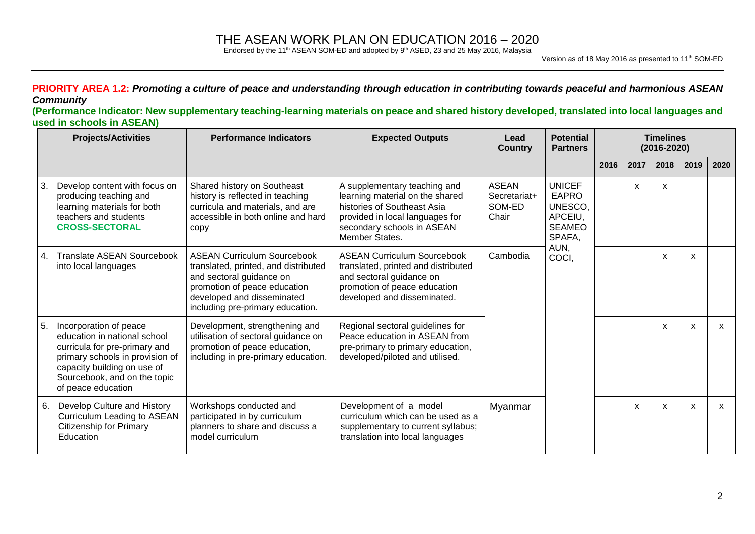**PRIORITY AREA 1.2: *Promoting a culture of peace and understanding through education in contributing towards peaceful and harmonious ASEAN Community***

**(Performance Indicator: New supplementary teaching-learning materials on peace and shared history developed, translated into local languages and used in schools in ASEAN)**

| Projects/Activities | Performance Indicators | Expected Outputs | Lead Country | Potential Partners | Timelines (2016-2020) | | | | |
|---|---|---|---|---|---|---|---|---|---|
| | | | | | 2016 | 2017 | 2018 | 2019 | 2020 |
| 3. Develop content with focus on producing teaching and learning materials for both teachers and students **CROSS-SECTORAL** | Shared history on Southeast history is reflected in teaching curricula and materials, and are accessible in both online and hard copy | A supplementary teaching and learning material on the shared histories of Southeast Asia provided in local languages for secondary schools in ASEAN Member States. | ASEAN Secretariat+ SOM-ED Chair | UNICEF EAPRO UNESCO, APCEIU, SEAMEO SPAFA, AUN, COCI, | | x | x | | |
| 4. Translate ASEAN Sourcebook into local languages | ASEAN Curriculum Sourcebook translated, printed, and distributed and sectoral guidance on promotion of peace education developed and disseminated including pre-primary education. | ASEAN Curriculum Sourcebook translated, printed and distributed and sectoral guidance on promotion of peace education developed and disseminated. | Cambodia | | | | x | x | |
| 5. Incorporation of peace education in national school curricula for pre-primary and primary schools in provision of capacity building on use of Sourcebook, and on the topic of peace education | Development, strengthening and utilisation of sectoral guidance on promotion of peace education, including in pre-primary education. | Regional sectoral guidelines for Peace education in ASEAN from pre-primary to primary education, developed/piloted and utilised. | | | | | x | x | x |
| 6. Develop Culture and History Curriculum Leading to ASEAN Citizenship for Primary Education | Workshops conducted and participated in by curriculum planners to share and discuss a model curriculum | Development of a model curriculum which can be used as a supplementary to current syllabus; translation into local languages | Myanmar | | | x | x | x | x |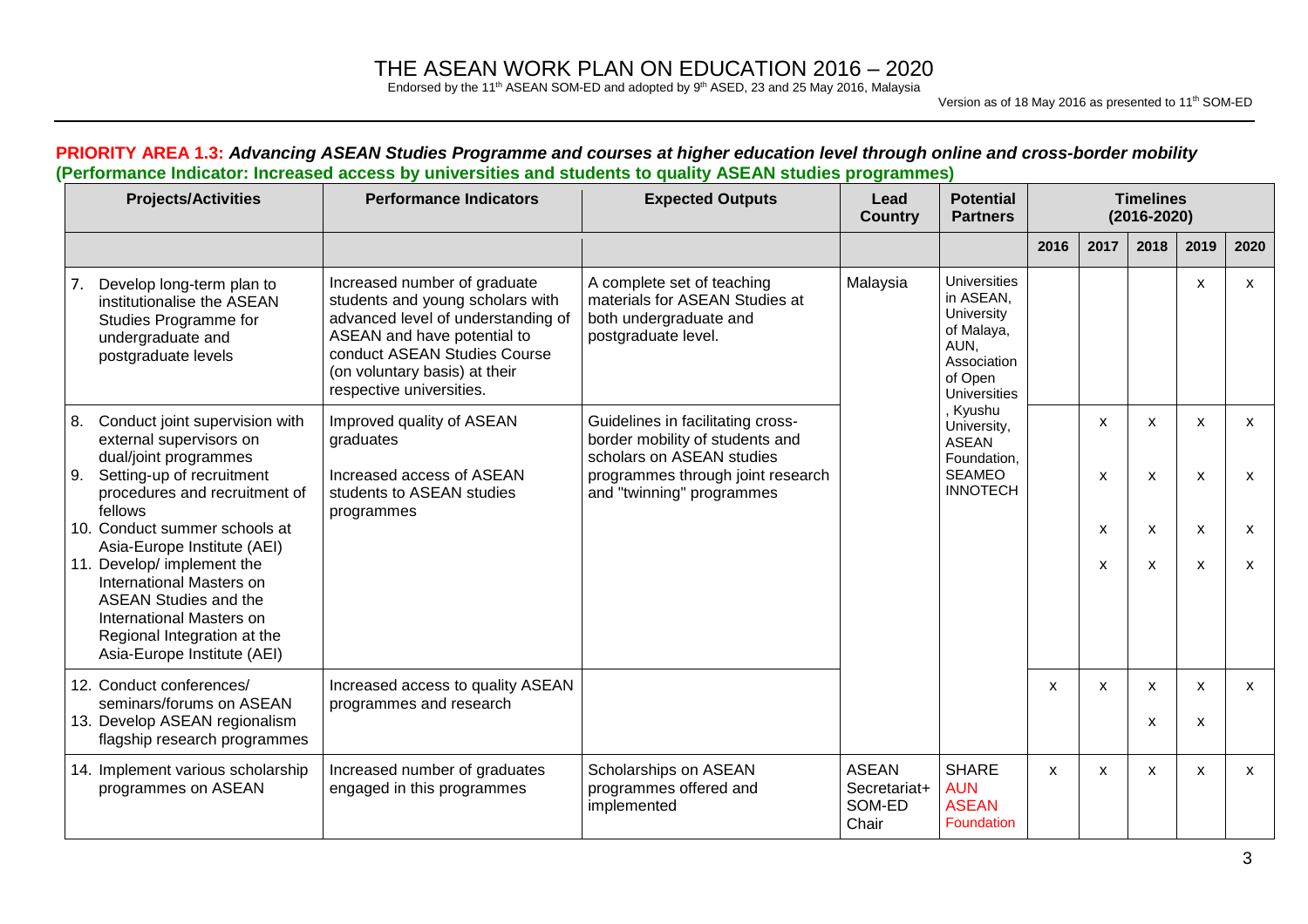# THE ASEAN WORK PLAN ON EDUCATION 2016 – 2020

Endorsed by the 11th ASEAN SOM-ED and adopted by 9th ASED, 23 and 25 May 2016, Malaysia

Version as of 18 May 2016 as presented to 11th SOM-ED

**PRIORITY AREA 1.3:** ***Advancing ASEAN Studies Programme and courses at higher education level through online and cross-border mobility***
**(Performance Indicator: Increased access by universities and students to quality ASEAN studies programmes)**

| Projects/Activities | Performance Indicators | Expected Outputs | Lead Country | Potential Partners | Timelines (2016-2020) | | | | |
|---|---|---|---|---|---|---|---|---|---|
| | | | | | 2016 | 2017 | 2018 | 2019 | 2020 |
| 7. Develop long-term plan to institutionalise the ASEAN Studies Programme for undergraduate and postgraduate levels | Increased number of graduate students and young scholars with advanced level of understanding of ASEAN and have potential to conduct ASEAN Studies Course (on voluntary basis) at their respective universities. | A complete set of teaching materials for ASEAN Studies at both undergraduate and postgraduate level. | Malaysia | Universities in ASEAN, University of Malaya, AUN, Association of Open Universities, Kyushu University, ASEAN Foundation, SEAMEO INNOTECH | | | | x | x |
| 8. Conduct joint supervision with external supervisors on dual/joint programmes | Improved quality of ASEAN graduates | Guidelines in facilitating cross-border mobility of students and scholars on ASEAN studies programmes through joint research and "twinning" programmes | | | | x | x | x | x |
| 9. Setting-up of recruitment procedures and recruitment of fellows | Increased access of ASEAN students to ASEAN studies programmes | | | | | x | x | x | x |
| 10. Conduct summer schools at Asia-Europe Institute (AEI) | | | | | | x | x | x | x |
| 11. Develop/ implement the International Masters on ASEAN Studies and the International Masters on Regional Integration at the Asia-Europe Institute (AEI) | | | | | | x | x | x | x |
| 12. Conduct conferences/ seminars/forums on ASEAN | Increased access to quality ASEAN programmes and research | | | | x | x | x | x | x |
| 13. Develop ASEAN regionalism flagship research programmes | | | | | | | x | x | |
| 14. Implement various scholarship programmes on ASEAN | Increased number of graduates engaged in this programmes | Scholarships on ASEAN programmes offered and implemented | ASEAN Secretariat+ SOM-ED Chair | SHARE AUN ASEAN Foundation | x | x | x | x | x |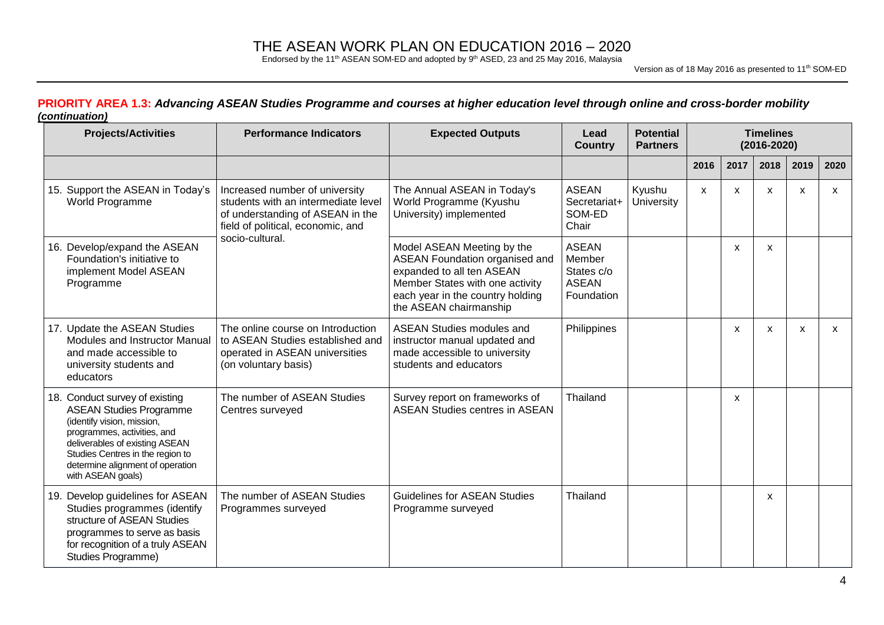# THE ASEAN WORK PLAN ON EDUCATION 2016 – 2020

Endorsed by the 11th ASEAN SOM-ED and adopted by 9th ASED, 23 and 25 May 2016, Malaysia

Version as of 18 May 2016 as presented to 11th SOM-ED

**PRIORITY AREA 1.3: *Advancing ASEAN Studies Programme and courses at higher education level through online and cross-border mobility***
***(continuation)***

| Projects/Activities | Performance Indicators | Expected Outputs | Lead Country | Potential Partners | Timelines (2016-2020) | | | | |
|---|---|---|---|---|---|---|---|---|---|
| | | | | | 2016 | 2017 | 2018 | 2019 | 2020 |
| 15. Support the ASEAN in Today's World Programme | Increased number of university students with an intermediate level of understanding of ASEAN in the field of political, economic, and socio-cultural. | The Annual ASEAN in Today's World Programme (Kyushu University) implemented | ASEAN Secretariat+ SOM-ED Chair | Kyushu University | x | x | x | x | x |
| 16. Develop/expand the ASEAN Foundation's initiative to implement Model ASEAN Programme | | Model ASEAN Meeting by the ASEAN Foundation organised and expanded to all ten ASEAN Member States with one activity each year in the country holding the ASEAN chairmanship | ASEAN Member States c/o ASEAN Foundation | | | x | x | | |
| 17. Update the ASEAN Studies Modules and Instructor Manual and made accessible to university students and educators | The online course on Introduction to ASEAN Studies established and operated in ASEAN universities (on voluntary basis) | ASEAN Studies modules and instructor manual updated and made accessible to university students and educators | Philippines | | | x | x | x | x |
| 18. Conduct survey of existing ASEAN Studies Programme (identify vision, mission, programmes, activities, and deliverables of existing ASEAN Studies Centres in the region to determine alignment of operation with ASEAN goals) | The number of ASEAN Studies Centres surveyed | Survey report on frameworks of ASEAN Studies centres in ASEAN | Thailand | | | x | | | |
| 19. Develop guidelines for ASEAN Studies programmes (identify structure of ASEAN Studies programmes to serve as basis for recognition of a truly ASEAN Studies Programme) | The number of ASEAN Studies Programmes surveyed | Guidelines for ASEAN Studies Programme surveyed | Thailand | | | | x | | |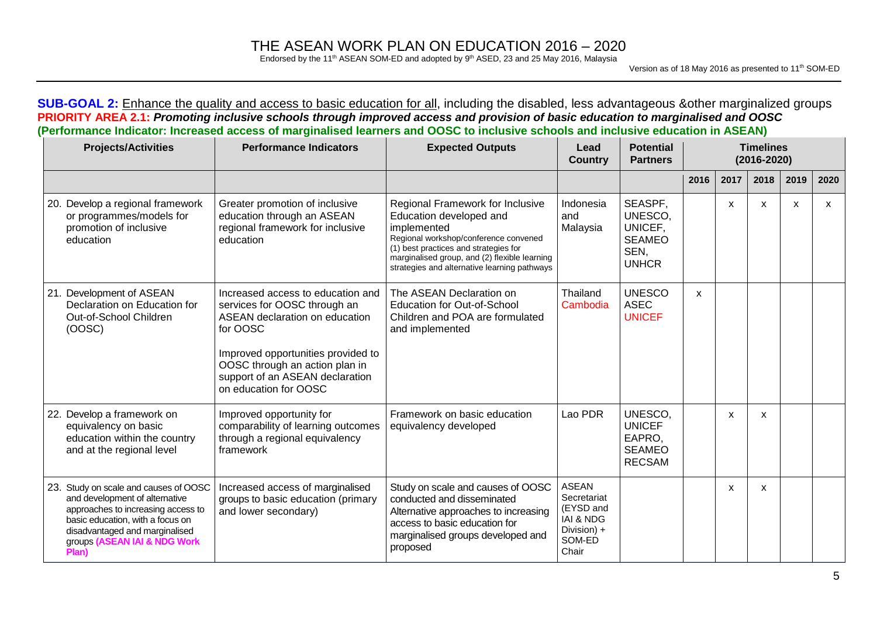**SUB-GOAL 2:** Enhance the quality and access to basic education for all, including the disabled, less advantageous &other marginalized groups
**PRIORITY AREA 2.1:** ***Promoting inclusive schools through improved access and provision of basic education to marginalised and OOSC***
**(Performance Indicator: Increased access of marginalised learners and OOSC to inclusive schools and inclusive education in ASEAN)**

| Projects/Activities | Performance Indicators | Expected Outputs | Lead Country | Potential Partners | Timelines (2016-2020) | | | | |
|---|---|---|---|---|---|---|---|---|---|
| | | | | | 2016 | 2017 | 2018 | 2019 | 2020 |
| 20. Develop a regional framework or programmes/models for promotion of inclusive education | Greater promotion of inclusive education through an ASEAN regional framework for inclusive education | Regional Framework for Inclusive Education developed and implemented<br>Regional workshop/conference convened (1) best practices and strategies for marginalised group, and (2) flexible learning strategies and alternative learning pathways | Indonesia and Malaysia | SEASPF, UNESCO, UNICEF, SEAMEO SEN, UNHCR | | x | x | x | x |
| 21. Development of ASEAN Declaration on Education for Out-of-School Children (OOSC) | Increased access to education and services for OOSC through an ASEAN declaration on education for OOSC<br><br>Improved opportunities provided to OOSC through an action plan in support of an ASEAN declaration on education for OOSC | The ASEAN Declaration on Education for Out-of-School Children and POA are formulated and implemented | Thailand Cambodia | UNESCO ASEC UNICEF | x | | | | |
| 22. Develop a framework on equivalency on basic education within the country and at the regional level | Improved opportunity for comparability of learning outcomes through a regional equivalency framework | Framework on basic education equivalency developed | Lao PDR | UNESCO, UNICEF EAPRO, SEAMEO RECSAM | | x | x | | |
| 23. Study on scale and causes of OOSC and development of alternative approaches to increasing access to basic education, with a focus on disadvantaged and marginalised groups **(ASEAN IAI & NDG Work Plan)** | Increased access of marginalised groups to basic education (primary and lower secondary) | Study on scale and causes of OOSC conducted and disseminated<br>Alternative approaches to increasing access to basic education for marginalised groups developed and proposed | ASEAN Secretariat (EYSD and IAI & NDG Division) + SOM-ED Chair | | | x | x | | |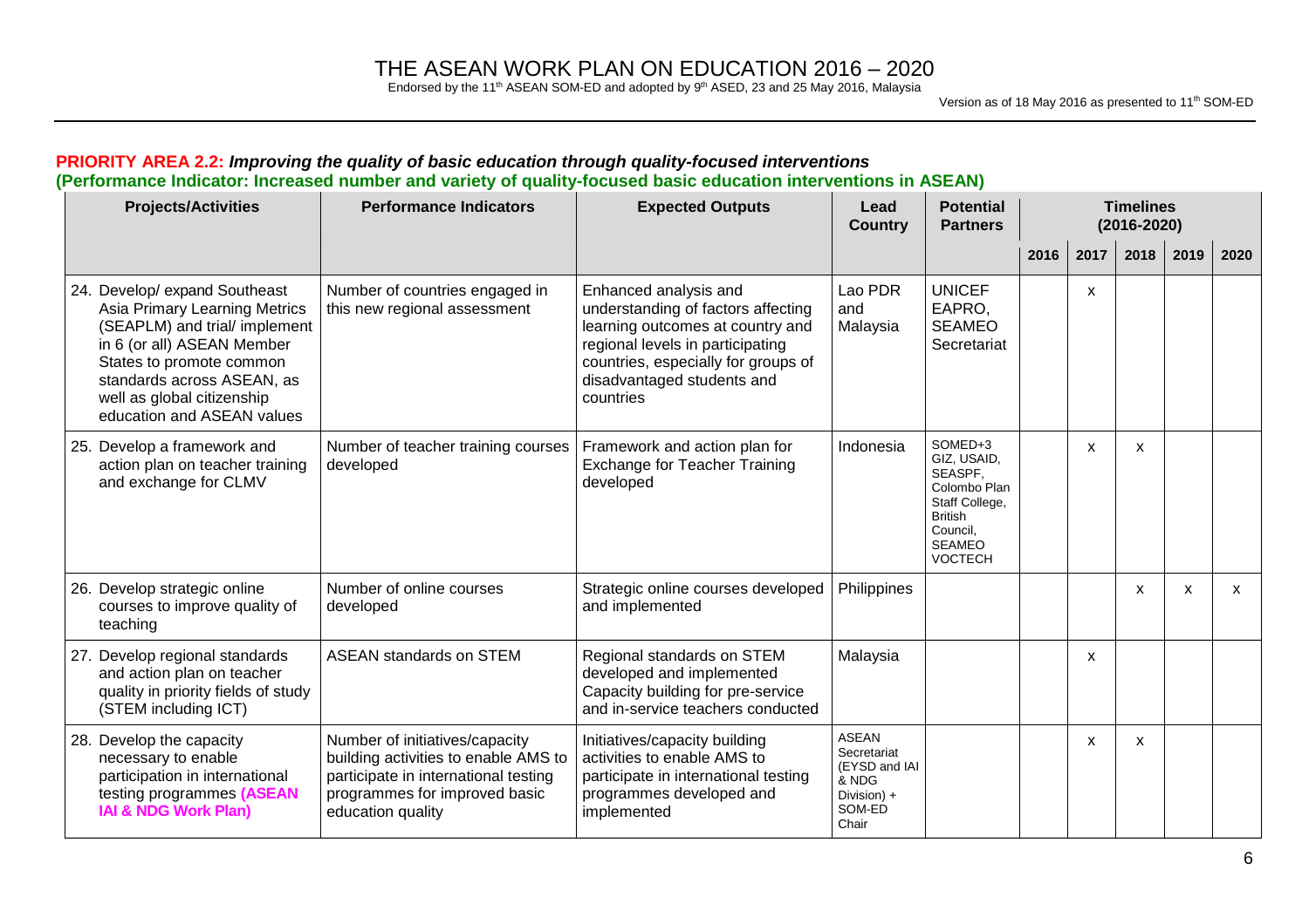**PRIORITY AREA 2.2:** ***Improving the quality of basic education through quality-focused interventions***
**(Performance Indicator: Increased number and variety of quality-focused basic education interventions in ASEAN)**

| Projects/Activities | Performance Indicators | Expected Outputs | Lead Country | Potential Partners | Timelines (2016-2020) | | | | |
|---|---|---|---|---|---|---|---|---|---|
| | | | | | 2016 | 2017 | 2018 | 2019 | 2020 |
| 24. Develop/ expand Southeast Asia Primary Learning Metrics (SEAPLM) and trial/ implement in 6 (or all) ASEAN Member States to promote common standards across ASEAN, as well as global citizenship education and ASEAN values | Number of countries engaged in this new regional assessment | Enhanced analysis and understanding of factors affecting learning outcomes at country and regional levels in participating countries, especially for groups of disadvantaged students and countries | Lao PDR and Malaysia | UNICEF EAPRO, SEAMEO Secretariat | | x | | | |
| 25. Develop a framework and action plan on teacher training and exchange for CLMV | Number of teacher training courses developed | Framework and action plan for Exchange for Teacher Training developed | Indonesia | SOMED+3 GIZ, USAID, SEASPF, Colombo Plan Staff College, British Council, SEAMEO VOCTECH | | x | x | | |
| 26. Develop strategic online courses to improve quality of teaching | Number of online courses developed | Strategic online courses developed and implemented | Philippines | | | | x | x | x |
| 27. Develop regional standards and action plan on teacher quality in priority fields of study (STEM including ICT) | ASEAN standards on STEM | Regional standards on STEM developed and implemented Capacity building for pre-service and in-service teachers conducted | Malaysia | | | x | | | |
| 28. Develop the capacity necessary to enable participation in international testing programmes **(ASEAN IAI & NDG Work Plan)** | Number of initiatives/capacity building activities to enable AMS to participate in international testing programmes for improved basic education quality | Initiatives/capacity building activities to enable AMS to participate in international testing programmes developed and implemented | ASEAN Secretariat (EYSD and IAI & NDG Division) + SOM-ED Chair | | | x | x | | |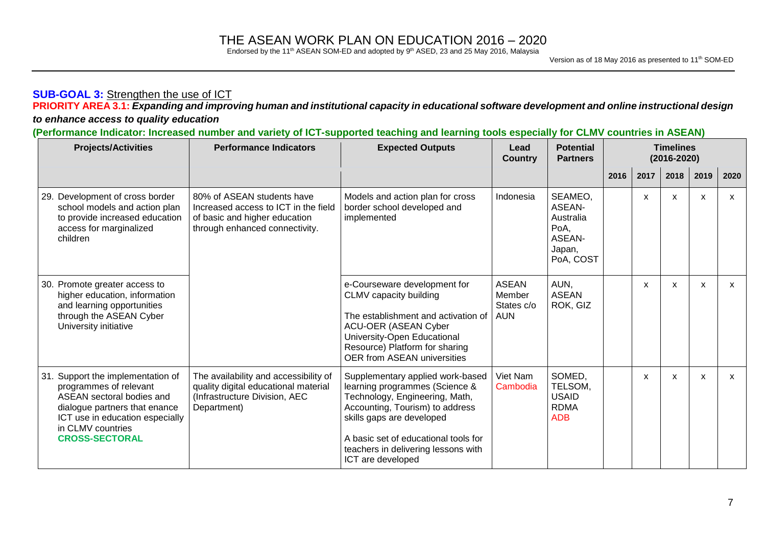**SUB-GOAL 3:** Strengthen the use of ICT

**PRIORITY AREA 3.1:** ***Expanding and improving human and institutional capacity in educational software development and online instructional design to enhance access to quality education***

**(Performance Indicator: Increased number and variety of ICT-supported teaching and learning tools especially for CLMV countries in ASEAN)**

| Projects/Activities | Performance Indicators | Expected Outputs | Lead Country | Potential Partners | Timelines (2016-2020) | | | | |
|---|---|---|---|---|---|---|---|---|---|
| | | | | | 2016 | 2017 | 2018 | 2019 | 2020 |
| 29. Development of cross border school models and action plan to provide increased education access for marginalized children | 80% of ASEAN students have Increased access to ICT in the field of basic and higher education through enhanced connectivity. | Models and action plan for cross border school developed and implemented | Indonesia | SEAMEO, ASEAN-Australia PoA, ASEAN-Japan, PoA, COST | | x | x | x | x |
| 30. Promote greater access to higher education, information and learning opportunities through the ASEAN Cyber University initiative | | e-Courseware development for CLMV capacity building<br><br>The establishment and activation of ACU-OER (ASEAN Cyber University-Open Educational Resource) Platform for sharing OER from ASEAN universities | ASEAN Member States c/o AUN | AUN, ASEAN ROK, GIZ | | x | x | x | x |
| 31. Support the implementation of programmes of relevant ASEAN sectoral bodies and dialogue partners that enance ICT use in education especially in CLMV countries **CROSS-SECTORAL** | The availability and accessibility of quality digital educational material (Infrastructure Division, AEC Department) | Supplementary applied work-based learning programmes (Science & Technology, Engineering, Math, Accounting, Tourism) to address skills gaps are developed<br><br>A basic set of educational tools for teachers in delivering lessons with ICT are developed | Viet Nam Cambodia | SOMED, TELSOM, USAID RDMA ADB | | x | x | x | x |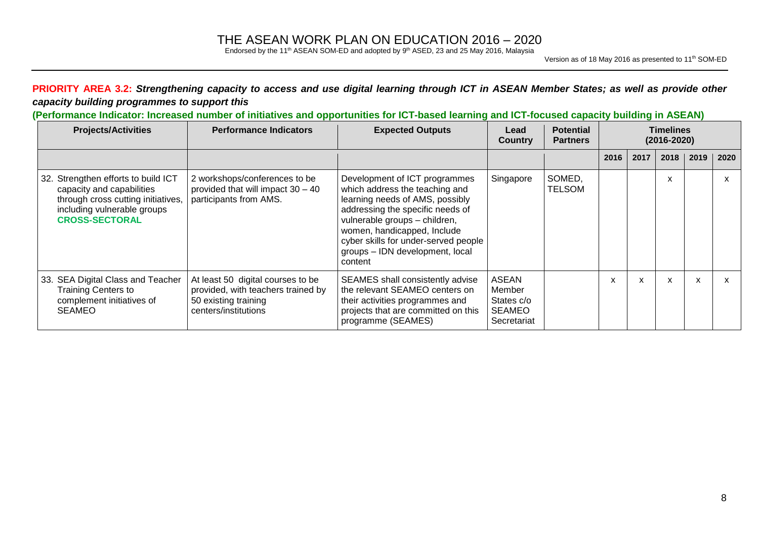**PRIORITY AREA 3.2:** ***Strengthening capacity to access and use digital learning through ICT in ASEAN Member States; as well as provide other capacity building programmes to support this***

**(Performance Indicator: Increased number of initiatives and opportunities for ICT-based learning and ICT-focused capacity building in ASEAN)**

| Projects/Activities | Performance Indicators | Expected Outputs | Lead Country | Potential Partners | Timelines (2016-2020) | | | | |
|---|---|---|---|---|---|---|---|---|---|
| | | | | | 2016 | 2017 | 2018 | 2019 | 2020 |
| 32. Strengthen efforts to build ICT capacity and capabilities through cross cutting initiatives, including vulnerable groups **CROSS-SECTORAL** | 2 workshops/conferences to be provided that will impact 30 – 40 participants from AMS. | Development of ICT programmes which address the teaching and learning needs of AMS, possibly addressing the specific needs of vulnerable groups – children, women, handicapped, Include cyber skills for under-served people groups – IDN development, local content | Singapore | SOMED, TELSOM | | | x | | x |
| 33. SEA Digital Class and Teacher Training Centers to complement initiatives of SEAMEO | At least 50 digital courses to be provided, with teachers trained by 50 existing training centers/institutions | SEAMES shall consistently advise the relevant SEAMEO centers on their activities programmes and projects that are committed on this programme (SEAMES) | ASEAN Member States c/o SEAMEO Secretariat | | x | x | x | x | x |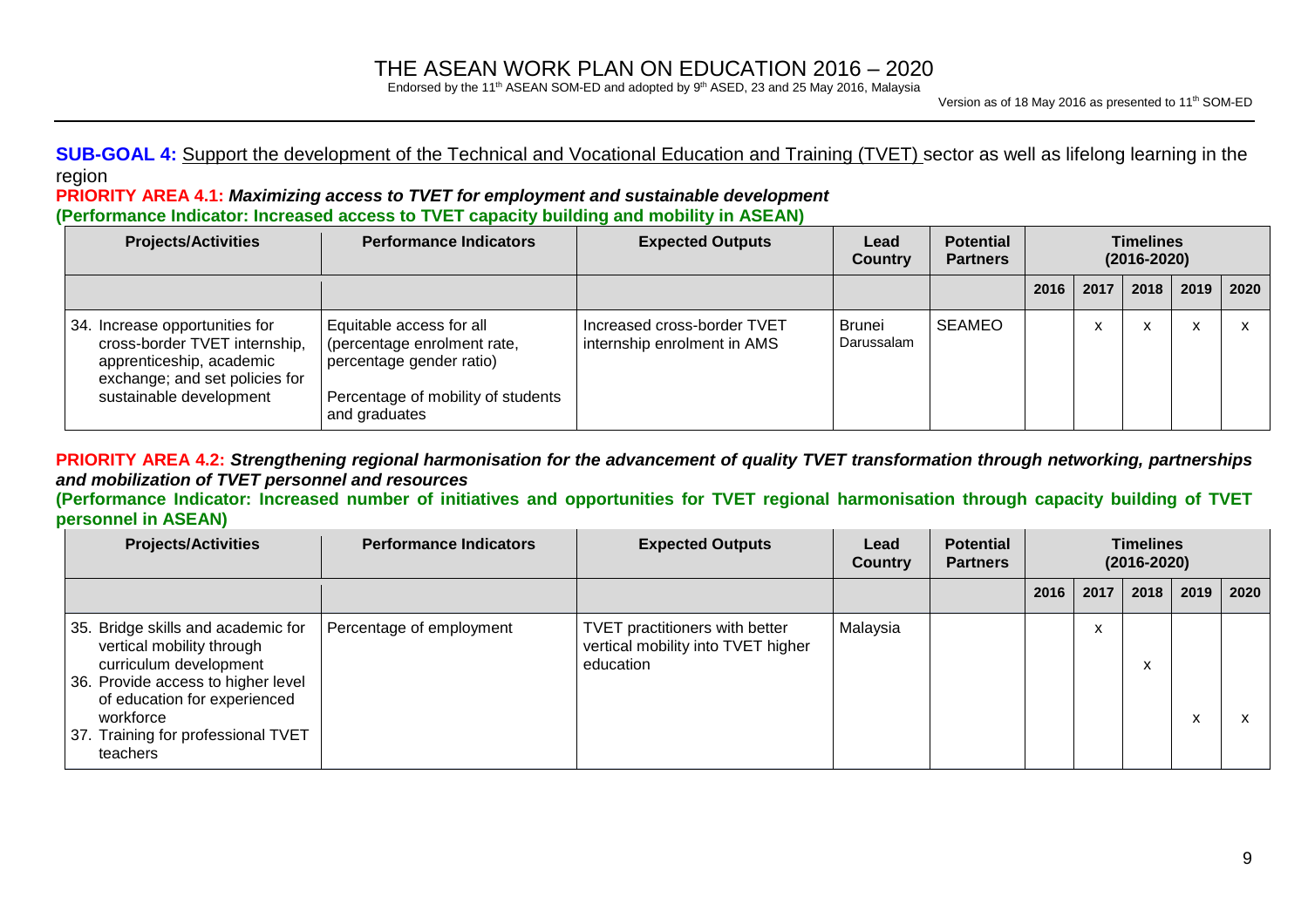**SUB-GOAL 4:** Support the development of the Technical and Vocational Education and Training (TVET) sector as well as lifelong learning in the region

**PRIORITY AREA 4.1: *Maximizing access to TVET for employment and sustainable development***

**(Performance Indicator: Increased access to TVET capacity building and mobility in ASEAN)**

| Projects/Activities | Performance Indicators | Expected Outputs | Lead Country | Potential Partners | Timelines (2016-2020) | | | | |
|---|---|---|---|---|---|---|---|---|---|
| | | | | | 2016 | 2017 | 2018 | 2019 | 2020 |
| 34. Increase opportunities for cross-border TVET internship, apprenticeship, academic exchange; and set policies for sustainable development | Equitable access for all (percentage enrolment rate, percentage gender ratio)<br><br>Percentage of mobility of students and graduates | Increased cross-border TVET internship enrolment in AMS | Brunei Darussalam | SEAMEO | | x | x | x | x |

**PRIORITY AREA 4.2: *Strengthening regional harmonisation for the advancement of quality TVET transformation through networking, partnerships and mobilization of TVET personnel and resources***

**(Performance Indicator: Increased number of initiatives and opportunities for TVET regional harmonisation through capacity building of TVET personnel in ASEAN)**

| Projects/Activities | Performance Indicators | Expected Outputs | Lead Country | Potential Partners | Timelines (2016-2020) | | | | |
|---|---|---|---|---|---|---|---|---|---|
| | | | | | 2016 | 2017 | 2018 | 2019 | 2020 |
| 35. Bridge skills and academic for vertical mobility through curriculum development<br>36. Provide access to higher level of education for experienced workforce<br>37. Training for professional TVET teachers | Percentage of employment | TVET practitioners with better vertical mobility into TVET higher education | Malaysia | | | x | x | x | x |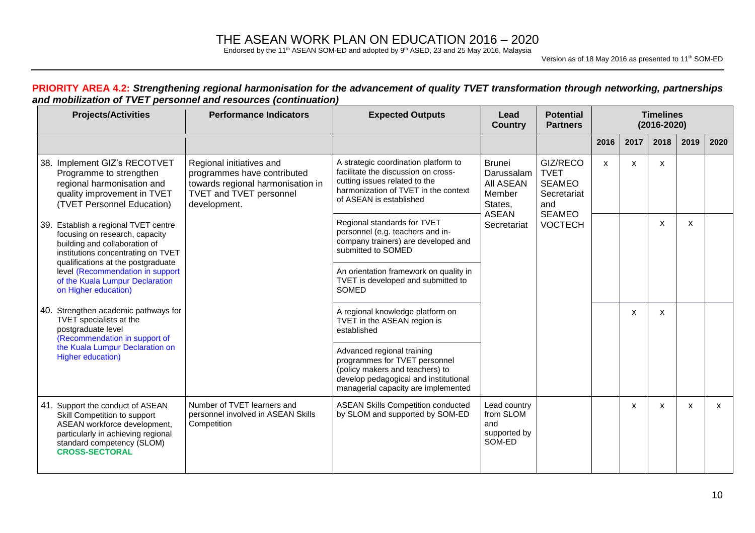# THE ASEAN WORK PLAN ON EDUCATION 2016 – 2020

Endorsed by the 11th ASEAN SOM-ED and adopted by 9th ASED, 23 and 25 May 2016, Malaysia

Version as of 18 May 2016 as presented to 11th SOM-ED

**PRIORITY AREA 4.2: *Strengthening regional harmonisation for the advancement of quality TVET transformation through networking, partnerships and mobilization of TVET personnel and resources (continuation)***

| Projects/Activities | Performance Indicators | Expected Outputs | Lead Country | Potential Partners | Timelines (2016-2020) | | | | |
|---|---|---|---|---|---|---|---|---|---|
| | | | | | 2016 | 2017 | 2018 | 2019 | 2020 |
| 38. Implement GIZ's RECOTVET Programme to strengthen regional harmonisation and quality improvement in TVET (TVET Personnel Education)<br>39. Establish a regional TVET centre focusing on research, capacity building and collaboration of institutions concentrating on TVET qualifications at the postgraduate level (Recommendation in support of the Kuala Lumpur Declaration on Higher education)<br>40. Strengthen academic pathways for TVET specialists at the postgraduate level (Recommendation in support of the Kuala Lumpur Declaration on Higher education) | Regional initiatives and programmes have contributed towards regional harmonisation in TVET and TVET personnel development. | A strategic coordination platform to facilitate the discussion on cross-cutting issues related to the harmonization of TVET in the context of ASEAN is established | Brunei Darussalam All ASEAN Member States, ASEAN Secretariat | GIZ/RECOTVET SEAMEO Secretariat and SEAMEO VOCTECH | x | x | x | | |
| | | Regional standards for TVET personnel (e.g. teachers and in-company trainers) are developed and submitted to SOMED<br><br>An orientation framework on quality in TVET is developed and submitted to SOMED | | | | | x | x | |
| | | A regional knowledge platform on TVET in the ASEAN region is established<br><br>Advanced regional training programmes for TVET personnel (policy makers and teachers) to develop pedagogical and institutional managerial capacity are implemented | | | | x | x | | |
| 41. Support the conduct of ASEAN Skill Competition to support ASEAN workforce development, particularly in achieving regional standard competency (SLOM) **CROSS-SECTORAL** | Number of TVET learners and personnel involved in ASEAN Skills Competition | ASEAN Skills Competition conducted by SLOM and supported by SOM-ED | Lead country from SLOM and supported by SOM-ED | | | x | x | x | x |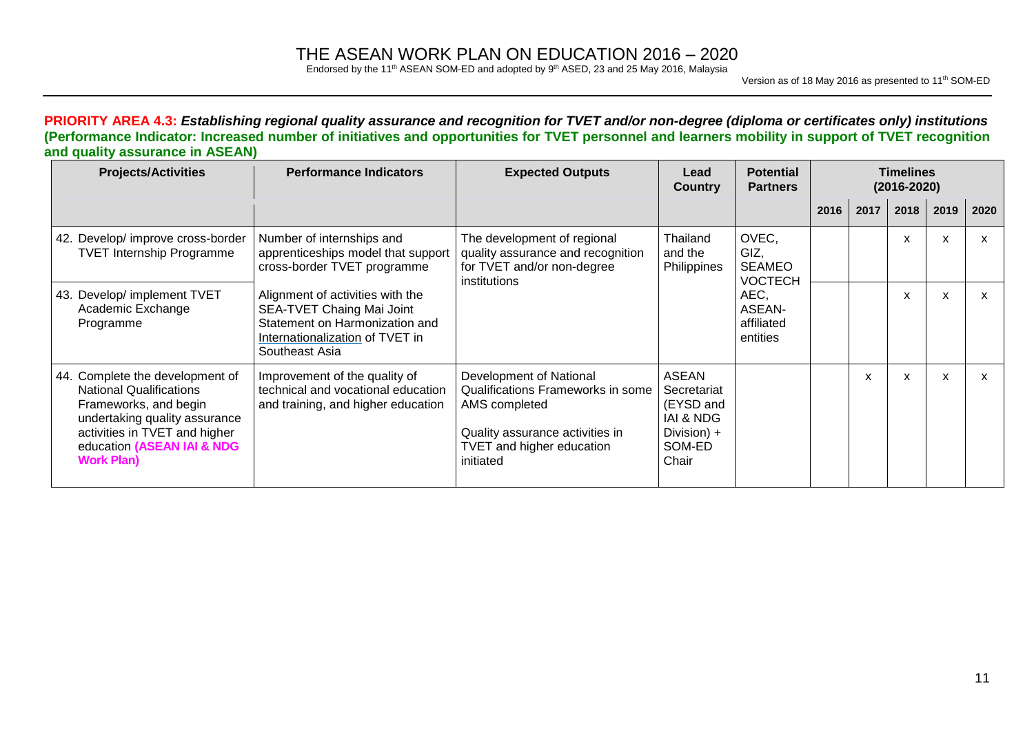**PRIORITY AREA 4.3:** ***Establishing regional quality assurance and recognition for TVET and/or non-degree (diploma or certificates only) institutions***
**(Performance Indicator: Increased number of initiatives and opportunities for TVET personnel and learners mobility in support of TVET recognition and quality assurance in ASEAN)**

| Projects/Activities | Performance Indicators | Expected Outputs | Lead Country | Potential Partners | Timelines (2016-2020) | | | | |
|---|---|---|---|---|---|---|---|---|---|
| | | | | | 2016 | 2017 | 2018 | 2019 | 2020 |
| 42. Develop/ improve cross-border TVET Internship Programme | Number of internships and apprenticeships model that support cross-border TVET programme | The development of regional quality assurance and recognition for TVET and/or non-degree institutions | Thailand and the Philippines | OVEC, GIZ, SEAMEO VOCTECH AEC, ASEAN-affiliated entities | | | x | x | x |
| 43. Develop/ implement TVET Academic Exchange Programme | Alignment of activities with the SEA-TVET Chaing Mai Joint Statement on Harmonization and Internationalization of TVET in Southeast Asia | | | | | | x | x | x |
| 44. Complete the development of National Qualifications Frameworks, and begin undertaking quality assurance activities in TVET and higher education **(ASEAN IAI & NDG Work Plan)** | Improvement of the quality of technical and vocational education and training, and higher education | Development of National Qualifications Frameworks in some AMS completed<br><br>Quality assurance activities in TVET and higher education initiated | ASEAN Secretariat (EYSD and IAI & NDG Division) + SOM-ED Chair | | | x | x | x | x |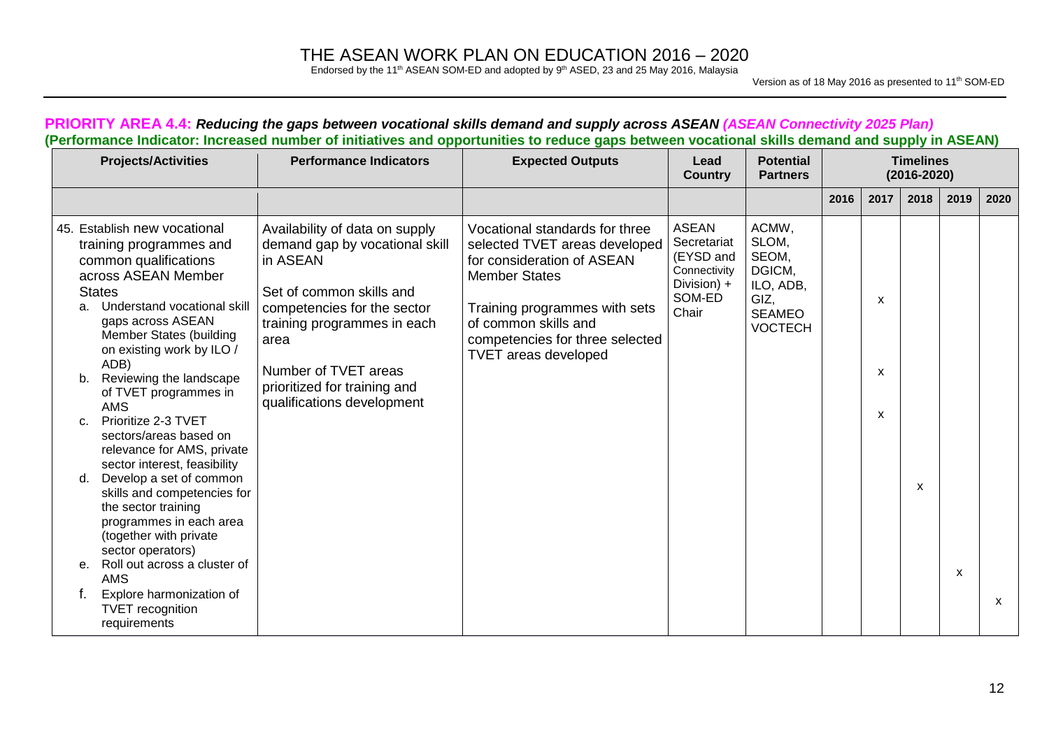**PRIORITY AREA 4.4:** ***Reducing the gaps between vocational skills demand and supply across ASEAN (ASEAN Connectivity 2025 Plan)***
**(Performance Indicator: Increased number of initiatives and opportunities to reduce gaps between vocational skills demand and supply in ASEAN)**

| Projects/Activities | Performance Indicators | Expected Outputs | Lead Country | Potential Partners | Timelines (2016-2020) | | | | |
|---|---|---|---|---|---|---|---|---|---|
| | | | | | 2016 | 2017 | 2018 | 2019 | 2020 |
| 45. Establish new vocational training programmes and common qualifications across ASEAN Member States | Availability of data on supply demand gap by vocational skill in ASEAN<br><br>Set of common skills and competencies for the sector training programmes in each area<br><br>Number of TVET areas prioritized for training and qualifications development | Vocational standards for three selected TVET areas developed for consideration of ASEAN Member States<br><br>Training programmes with sets of common skills and competencies for three selected TVET areas developed | ASEAN Secretariat (EYSD and Connectivity Division) + SOM-ED Chair | ACMW, SLOM, SEOM, DGICM, ILO, ADB, GIZ, SEAMEO VOCTECH | | | | | |
| a. Understand vocational skill gaps across ASEAN Member States (building on existing work by ILO / ADB) | | | | | | x | | | |
| b. Reviewing the landscape of TVET programmes in AMS | | | | | | x | | | |
| c. Prioritize 2-3 TVET sectors/areas based on relevance for AMS, private sector interest, feasibility | | | | | | x | | | |
| d. Develop a set of common skills and competencies for the sector training programmes in each area (together with private sector operators) | | | | | | | x | | |
| e. Roll out across a cluster of AMS | | | | | | | | x | |
| f. Explore harmonization of TVET recognition requirements | | | | | | | | | x |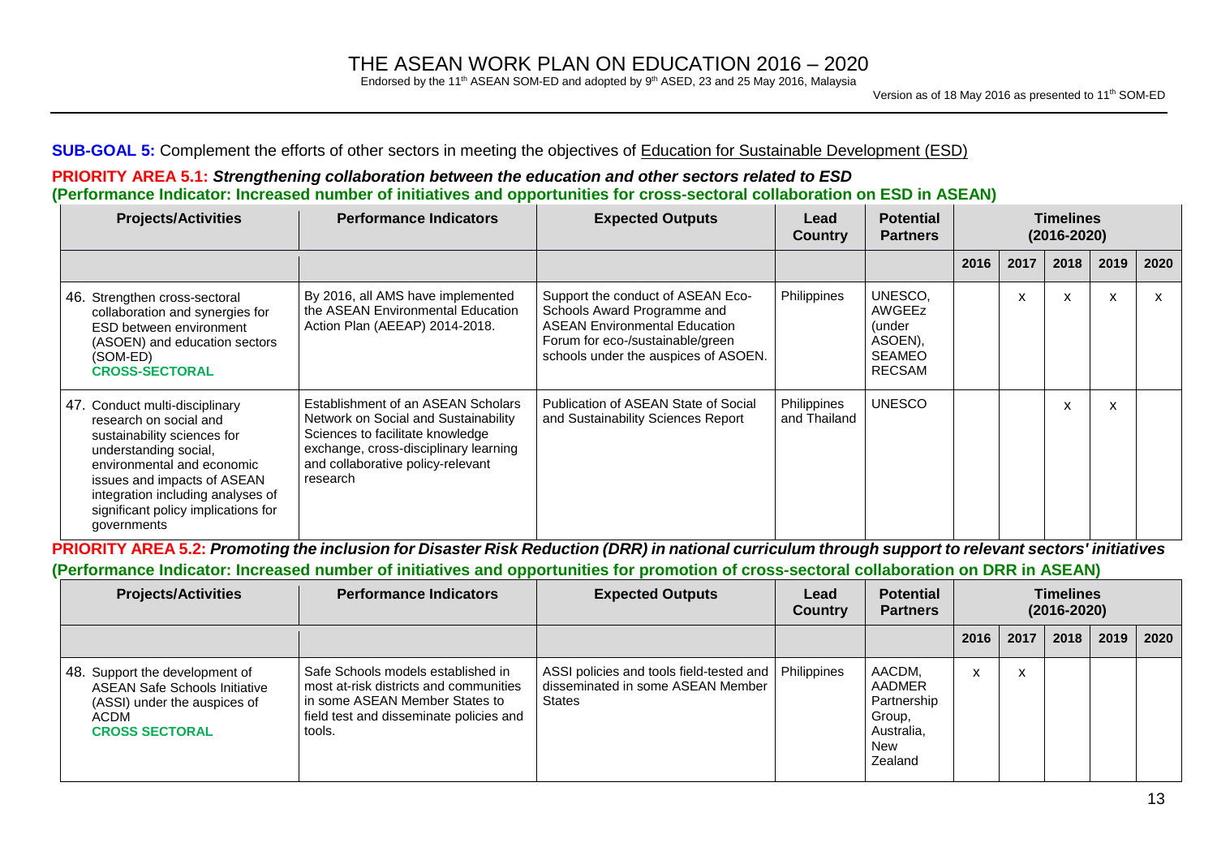**SUB-GOAL 5:** Complement the efforts of other sectors in meeting the objectives of Education for Sustainable Development (ESD)

**PRIORITY AREA 5.1:** ***Strengthening collaboration between the education and other sectors related to ESD***
**(Performance Indicator: Increased number of initiatives and opportunities for cross-sectoral collaboration on ESD in ASEAN)**

| Projects/Activities | Performance Indicators | Expected Outputs | Lead Country | Potential Partners | Timelines (2016-2020) | | | | |
|---|---|---|---|---|---|---|---|---|---|
| | | | | | 2016 | 2017 | 2018 | 2019 | 2020 |
| 46. Strengthen cross-sectoral collaboration and synergies for ESD between environment (ASOEN) and education sectors (SOM-ED) **CROSS-SECTORAL** | By 2016, all AMS have implemented the ASEAN Environmental Education Action Plan (AEEAP) 2014-2018. | Support the conduct of ASEAN Eco-Schools Award Programme and ASEAN Environmental Education Forum for eco-/sustainable/green schools under the auspices of ASOEN. | Philippines | UNESCO, AWGEEz (under ASOEN), SEAMEO RECSAM | | x | x | x | x |
| 47. Conduct multi-disciplinary research on social and sustainability sciences for understanding social, environmental and economic issues and impacts of ASEAN integration including analyses of significant policy implications for governments | Establishment of an ASEAN Scholars Network on Social and Sustainability Sciences to facilitate knowledge exchange, cross-disciplinary learning and collaborative policy-relevant research | Publication of ASEAN State of Social and Sustainability Sciences Report | Philippines and Thailand | UNESCO | | | x | x | |

**PRIORITY AREA 5.2:** ***Promoting the inclusion for Disaster Risk Reduction (DRR) in national curriculum through support to relevant sectors' initiatives***
**(Performance Indicator: Increased number of initiatives and opportunities for promotion of cross-sectoral collaboration on DRR in ASEAN)**

| Projects/Activities | Performance Indicators | Expected Outputs | Lead Country | Potential Partners | Timelines (2016-2020) | | | | |
|---|---|---|---|---|---|---|---|---|---|
| | | | | | 2016 | 2017 | 2018 | 2019 | 2020 |
| 48. Support the development of ASEAN Safe Schools Initiative (ASSI) under the auspices of ACDM **CROSS SECTORAL** | Safe Schools models established in most at-risk districts and communities in some ASEAN Member States to field test and disseminate policies and tools. | ASSI policies and tools field-tested and disseminated in some ASEAN Member States | Philippines | AACDM, AADMER Partnership Group, Australia, New Zealand | x | x | | | |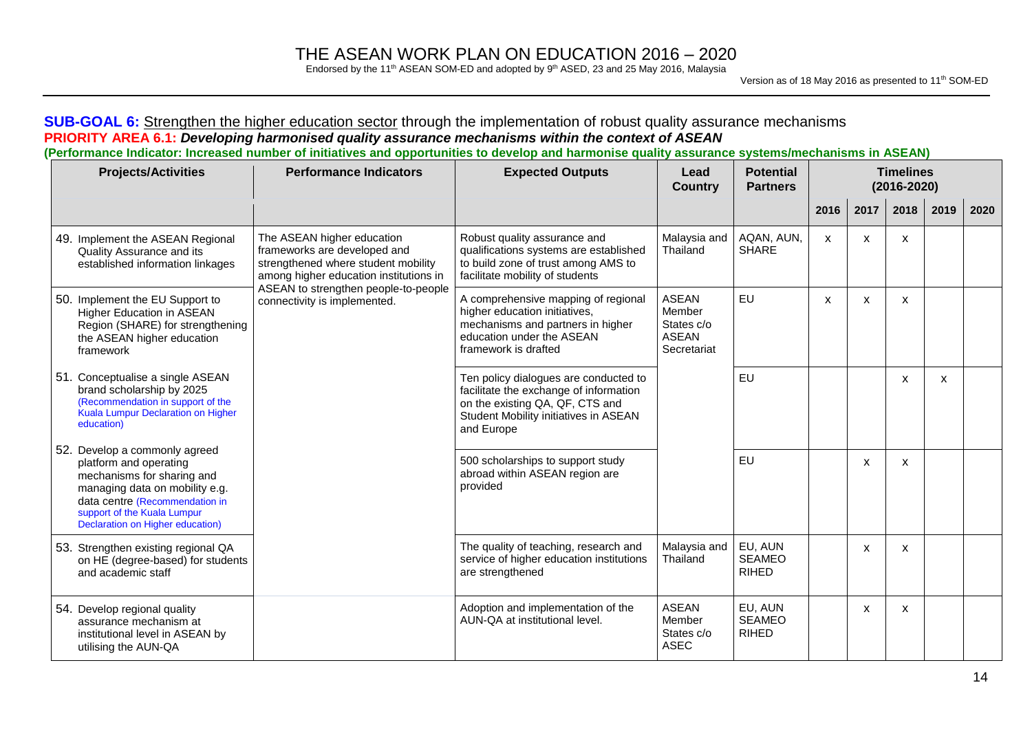# THE ASEAN WORK PLAN ON EDUCATION 2016 – 2020

Endorsed by the 11th ASEAN SOM-ED and adopted by 9th ASED, 23 and 25 May 2016, Malaysia

Version as of 18 May 2016 as presented to 11th SOM-ED

**SUB-GOAL 6:** Strengthen the higher education sector through the implementation of robust quality assurance mechanisms

**PRIORITY AREA 6.1:** ***Developing harmonised quality assurance mechanisms within the context of ASEAN***

**(Performance Indicator: Increased number of initiatives and opportunities to develop and harmonise quality assurance systems/mechanisms in ASEAN)**

| Projects/Activities | Performance Indicators | Expected Outputs | Lead Country | Potential Partners | Timelines (2016-2020) | | | | |
|---|---|---|---|---|---|---|---|---|---|
| | | | | | 2016 | 2017 | 2018 | 2019 | 2020 |
| 49. Implement the ASEAN Regional Quality Assurance and its established information linkages | The ASEAN higher education frameworks are developed and strengthened where student mobility among higher education institutions in ASEAN to strengthen people-to-people connectivity is implemented. | Robust quality assurance and qualifications systems are established to build zone of trust among AMS to facilitate mobility of students | Malaysia and Thailand | AQAN, AUN, SHARE | x | x | x | | |
| 50. Implement the EU Support to Higher Education in ASEAN Region (SHARE) for strengthening the ASEAN higher education framework | | A comprehensive mapping of regional higher education initiatives, mechanisms and partners in higher education under the ASEAN framework is drafted | ASEAN Member States c/o ASEAN Secretariat | EU | x | x | x | | |
| 51. Conceptualise a single ASEAN brand scholarship by 2025 (Recommendation in support of the Kuala Lumpur Declaration on Higher education) | | Ten policy dialogues are conducted to facilitate the exchange of information on the existing QA, QF, CTS and Student Mobility initiatives in ASEAN and Europe | | EU | | | x | x | |
| 52. Develop a commonly agreed platform and operating mechanisms for sharing and managing data on mobility e.g. data centre (Recommendation in support of the Kuala Lumpur Declaration on Higher education) | | 500 scholarships to support study abroad within ASEAN region are provided | | EU | | x | x | | |
| 53. Strengthen existing regional QA on HE (degree-based) for students and academic staff | | The quality of teaching, research and service of higher education institutions are strengthened | Malaysia and Thailand | EU, AUN SEAMEO RIHED | | x | x | | |
| 54. Develop regional quality assurance mechanism at institutional level in ASEAN by utilising the AUN-QA | | Adoption and implementation of the AUN-QA at institutional level. | ASEAN Member States c/o ASEC | EU, AUN SEAMEO RIHED | | x | x | | |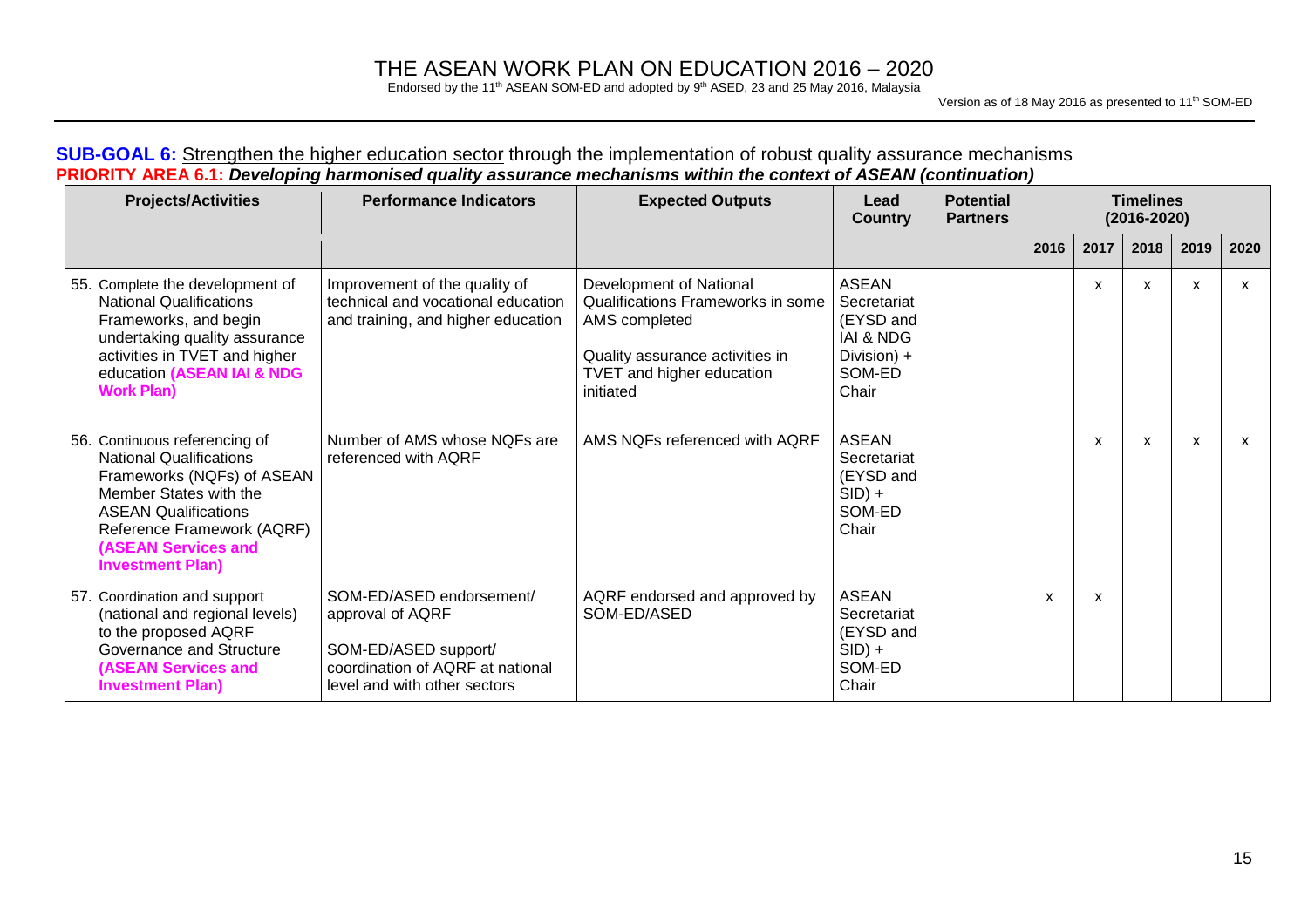# THE ASEAN WORK PLAN ON EDUCATION 2016 – 2020

Endorsed by the 11th ASEAN SOM-ED and adopted by 9th ASED, 23 and 25 May 2016, Malaysia

Version as of 18 May 2016 as presented to 11th SOM-ED

**SUB-GOAL 6:** Strengthen the higher education sector through the implementation of robust quality assurance mechanisms

**PRIORITY AREA 6.1:** ***Developing harmonised quality assurance mechanisms within the context of ASEAN (continuation)***

| Projects/Activities | Performance Indicators | Expected Outputs | Lead Country | Potential Partners | Timelines (2016-2020) | | | | |
|---|---|---|---|---|---|---|---|---|---|
| | | | | | 2016 | 2017 | 2018 | 2019 | 2020 |
| 55. Complete the development of National Qualifications Frameworks, and begin undertaking quality assurance activities in TVET and higher education **(ASEAN IAI & NDG Work Plan)** | Improvement of the quality of technical and vocational education and training, and higher education | Development of National Qualifications Frameworks in some AMS completed<br><br>Quality assurance activities in TVET and higher education initiated | ASEAN Secretariat (EYSD and IAI & NDG Division) + SOM-ED Chair | | | x | x | x | x |
| 56. Continuous referencing of National Qualifications Frameworks (NQFs) of ASEAN Member States with the ASEAN Qualifications Reference Framework (AQRF) **(ASEAN Services and Investment Plan)** | Number of AMS whose NQFs are referenced with AQRF | AMS NQFs referenced with AQRF | ASEAN Secretariat (EYSD and SID) + SOM-ED Chair | | | x | x | x | x |
| 57. Coordination and support (national and regional levels) to the proposed AQRF Governance and Structure **(ASEAN Services and Investment Plan)** | SOM-ED/ASED endorsement/ approval of AQRF<br><br>SOM-ED/ASED support/ coordination of AQRF at national level and with other sectors | AQRF endorsed and approved by SOM-ED/ASED | ASEAN Secretariat (EYSD and SID) + SOM-ED Chair | | x | x | | | |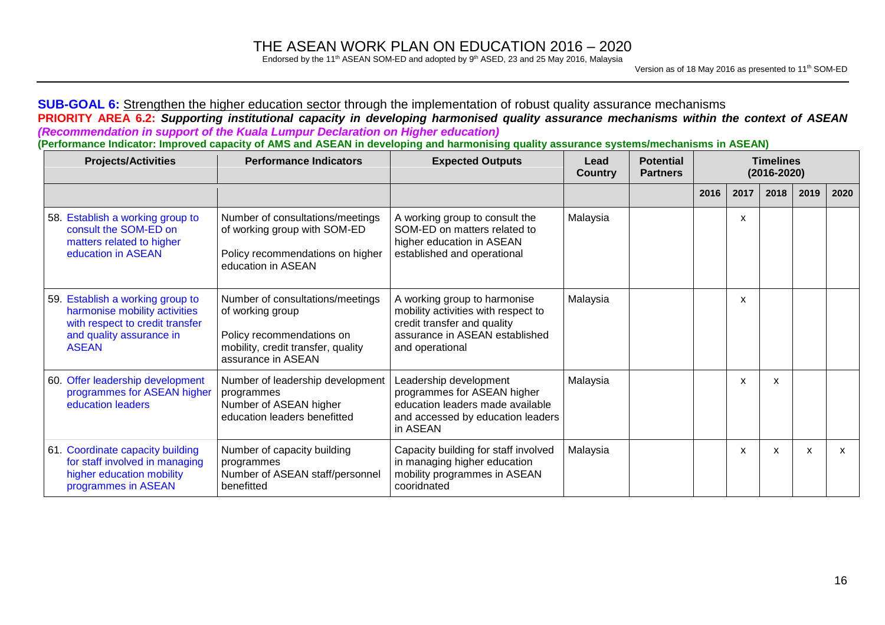**SUB-GOAL 6:** Strengthen the higher education sector through the implementation of robust quality assurance mechanisms

**PRIORITY AREA 6.2:** ***Supporting institutional capacity in developing harmonised quality assurance mechanisms within the context of ASEAN***
***(Recommendation in support of the Kuala Lumpur Declaration on Higher education)***

**(Performance Indicator: Improved capacity of AMS and ASEAN in developing and harmonising quality assurance systems/mechanisms in ASEAN)**

| Projects/Activities | Performance Indicators | Expected Outputs | Lead Country | Potential Partners | Timelines (2016-2020) | | | | |
|---|---|---|---|---|---|---|---|---|---|
| | | | | | 2016 | 2017 | 2018 | 2019 | 2020 |
| 58. Establish a working group to consult the SOM-ED on matters related to higher education in ASEAN | Number of consultations/meetings of working group with SOM-ED<br><br>Policy recommendations on higher education in ASEAN | A working group to consult the SOM-ED on matters related to higher education in ASEAN established and operational | Malaysia | | | x | | | |
| 59. Establish a working group to harmonise mobility activities with respect to credit transfer and quality assurance in ASEAN | Number of consultations/meetings of working group<br><br>Policy recommendations on mobility, credit transfer, quality assurance in ASEAN | A working group to harmonise mobility activities with respect to credit transfer and quality assurance in ASEAN established and operational | Malaysia | | | x | | | |
| 60. Offer leadership development programmes for ASEAN higher education leaders | Number of leadership development programmes<br>Number of ASEAN higher education leaders benefitted | Leadership development programmes for ASEAN higher education leaders made available and accessed by education leaders in ASEAN | Malaysia | | | x | x | | |
| 61. Coordinate capacity building for staff involved in managing higher education mobility programmes in ASEAN | Number of capacity building programmes<br>Number of ASEAN staff/personnel benefitted | Capacity building for staff involved in managing higher education mobility programmes in ASEAN cooridnated | Malaysia | | | x | x | x | x |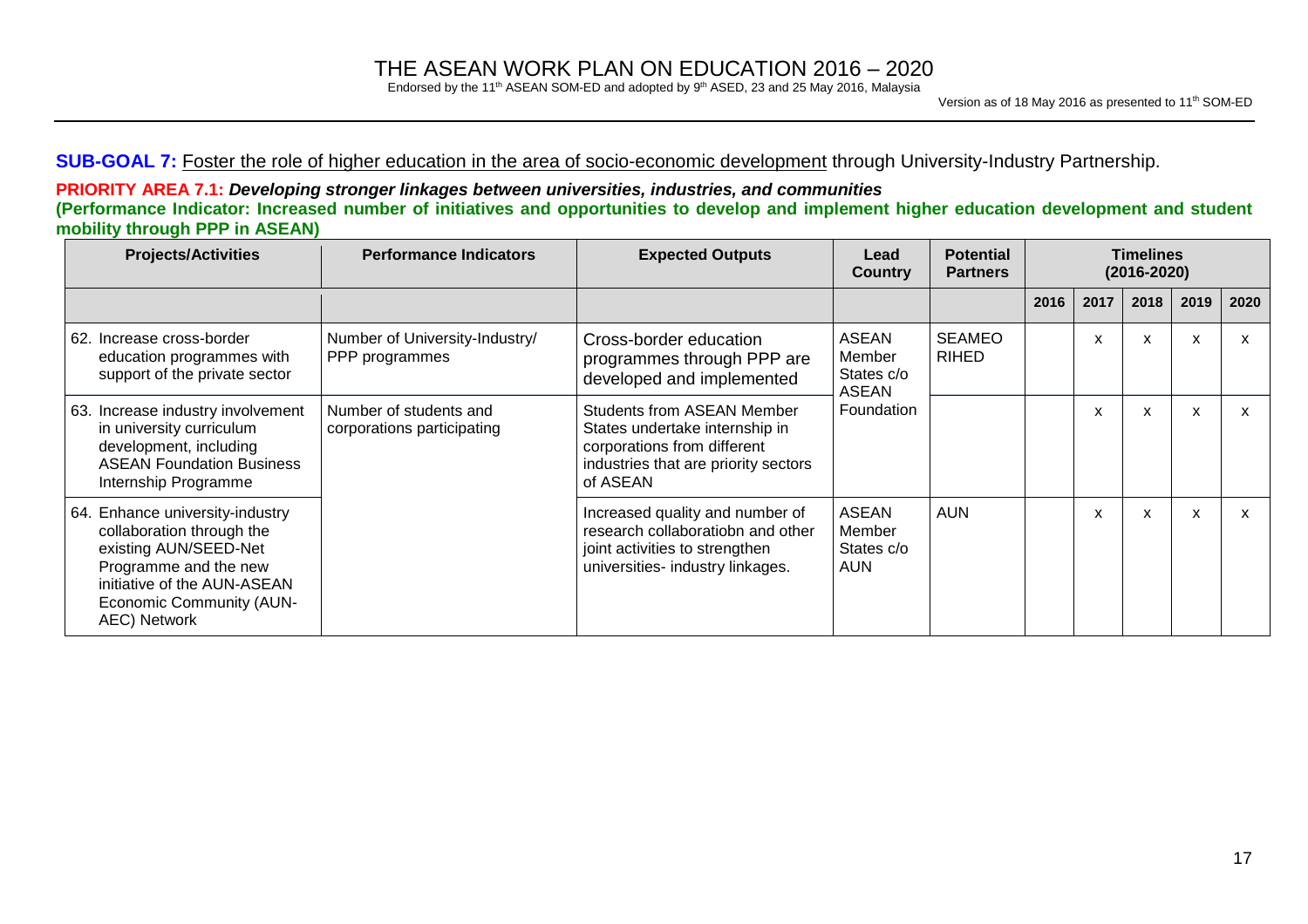**SUB-GOAL 7:** Foster the role of higher education in the area of socio-economic development through University-Industry Partnership.

**PRIORITY AREA 7.1:** ***Developing stronger linkages between universities, industries, and communities***
**(Performance Indicator: Increased number of initiatives and opportunities to develop and implement higher education development and student mobility through PPP in ASEAN)**

| Projects/Activities | Performance Indicators | Expected Outputs | Lead Country | Potential Partners | Timelines (2016-2020) | | | | |
|---|---|---|---|---|---|---|---|---|---|
| | | | | | 2016 | 2017 | 2018 | 2019 | 2020 |
| 62. Increase cross-border education programmes with support of the private sector | Number of University-Industry/ PPP programmes | Cross-border education programmes through PPP are developed and implemented | ASEAN Member States c/o ASEAN Foundation | SEAMEO RIHED | | x | x | x | x |
| 63. Increase industry involvement in university curriculum development, including ASEAN Foundation Business Internship Programme | Number of students and corporations participating | Students from ASEAN Member States undertake internship in corporations from different industries that are priority sectors of ASEAN | | | | x | x | x | x |
| 64. Enhance university-industry collaboration through the existing AUN/SEED-Net Programme and the new initiative of the AUN-ASEAN Economic Community (AUN-AEC) Network | | Increased quality and number of research collaboratiobn and other joint activities to strengthen universities- industry linkages. | ASEAN Member States c/o AUN | AUN | | x | x | x | x |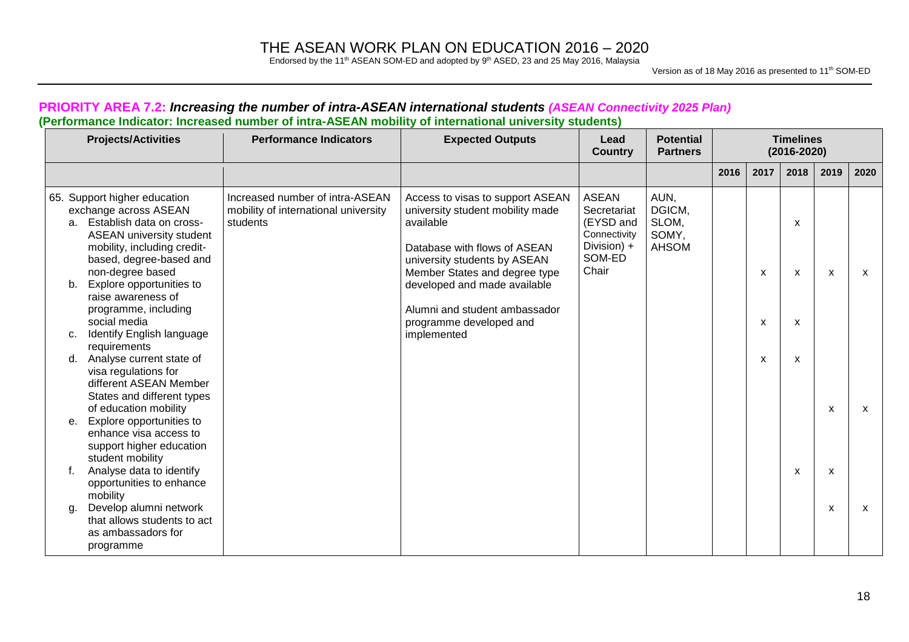## PRIORITY AREA 7.2: *Increasing the number of intra-ASEAN international students* *(ASEAN Connectivity 2025 Plan)*

**(Performance Indicator: Increased number of intra-ASEAN mobility of international university students)**

| Projects/Activities | Performance Indicators | Expected Outputs | Lead Country | Potential Partners | Timelines (2016-2020) | | | | |
|---|---|---|---|---|---|---|---|---|---|
| | | | | | 2016 | 2017 | 2018 | 2019 | 2020 |
| 65. Support higher education exchange across ASEAN | Increased number of intra-ASEAN mobility of international university students | Access to visas to support ASEAN university student mobility made available<br><br>Database with flows of ASEAN university students by ASEAN Member States and degree type developed and made available<br><br>Alumni and student ambassador programme developed and implemented | ASEAN Secretariat (EYSD and Connectivity Division) + SOM-ED Chair | AUN, DGICM, SLOM, SOMY, AHSOM | | | | | |
| a. Establish data on cross-ASEAN university student mobility, including credit-based, degree-based and non-degree based | | | | | | | x | | |
| b. Explore opportunities to raise awareness of programme, including social media | | | | | | x | x | x | x |
| c. Identify English language requirements | | | | | | x | x | | |
| d. Analyse current state of visa regulations for different ASEAN Member States and different types of education mobility | | | | | | x | x | | |
| e. Explore opportunities to enhance visa access to support higher education student mobility | | | | | | | | x | x |
| f. Analyse data to identify opportunities to enhance mobility | | | | | | | x | x | |
| g. Develop alumni network that allows students to act as ambassadors for programme | | | | | | | | x | x |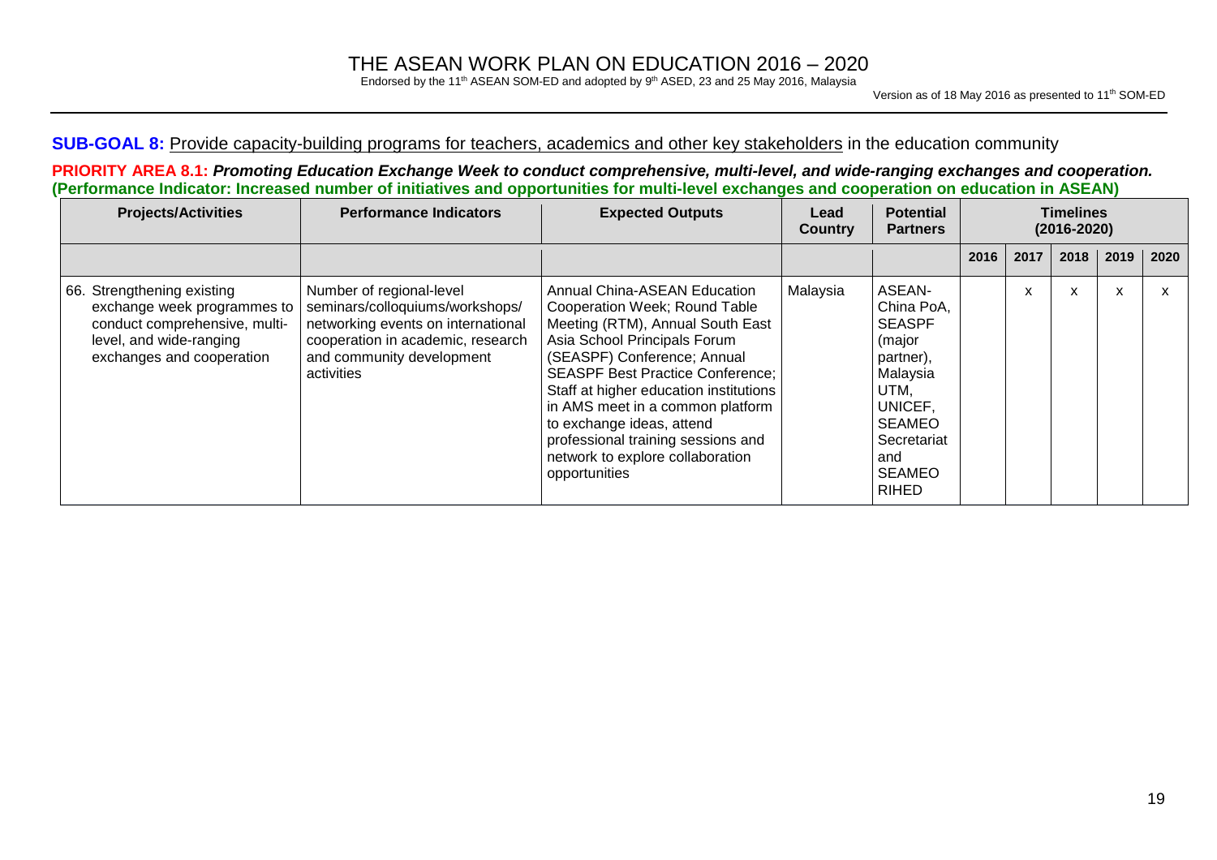**SUB-GOAL 8:** Provide capacity-building programs for teachers, academics and other key stakeholders in the education community

**PRIORITY AREA 8.1:** ***Promoting Education Exchange Week to conduct comprehensive, multi-level, and wide-ranging exchanges and cooperation.***
**(Performance Indicator: Increased number of initiatives and opportunities for multi-level exchanges and cooperation on education in ASEAN)**

| Projects/Activities | Performance Indicators | Expected Outputs | Lead Country | Potential Partners | Timelines (2016-2020) | | | | |
|---|---|---|---|---|---|---|---|---|---|
| | | | | | 2016 | 2017 | 2018 | 2019 | 2020 |
| 66. Strengthening existing exchange week programmes to conduct comprehensive, multi-level, and wide-ranging exchanges and cooperation | Number of regional-level seminars/colloquiums/workshops/ networking events on international cooperation in academic, research and community development activities | Annual China-ASEAN Education Cooperation Week; Round Table Meeting (RTM), Annual South East Asia School Principals Forum (SEASPF) Conference; Annual SEASPF Best Practice Conference; Staff at higher education institutions in AMS meet in a common platform to exchange ideas, attend professional training sessions and network to explore collaboration opportunities | Malaysia | ASEAN-China PoA, SEASPF (major partner), Malaysia UTM, UNICEF, SEAMEO Secretariat and SEAMEO RIHED | | x | x | x | x |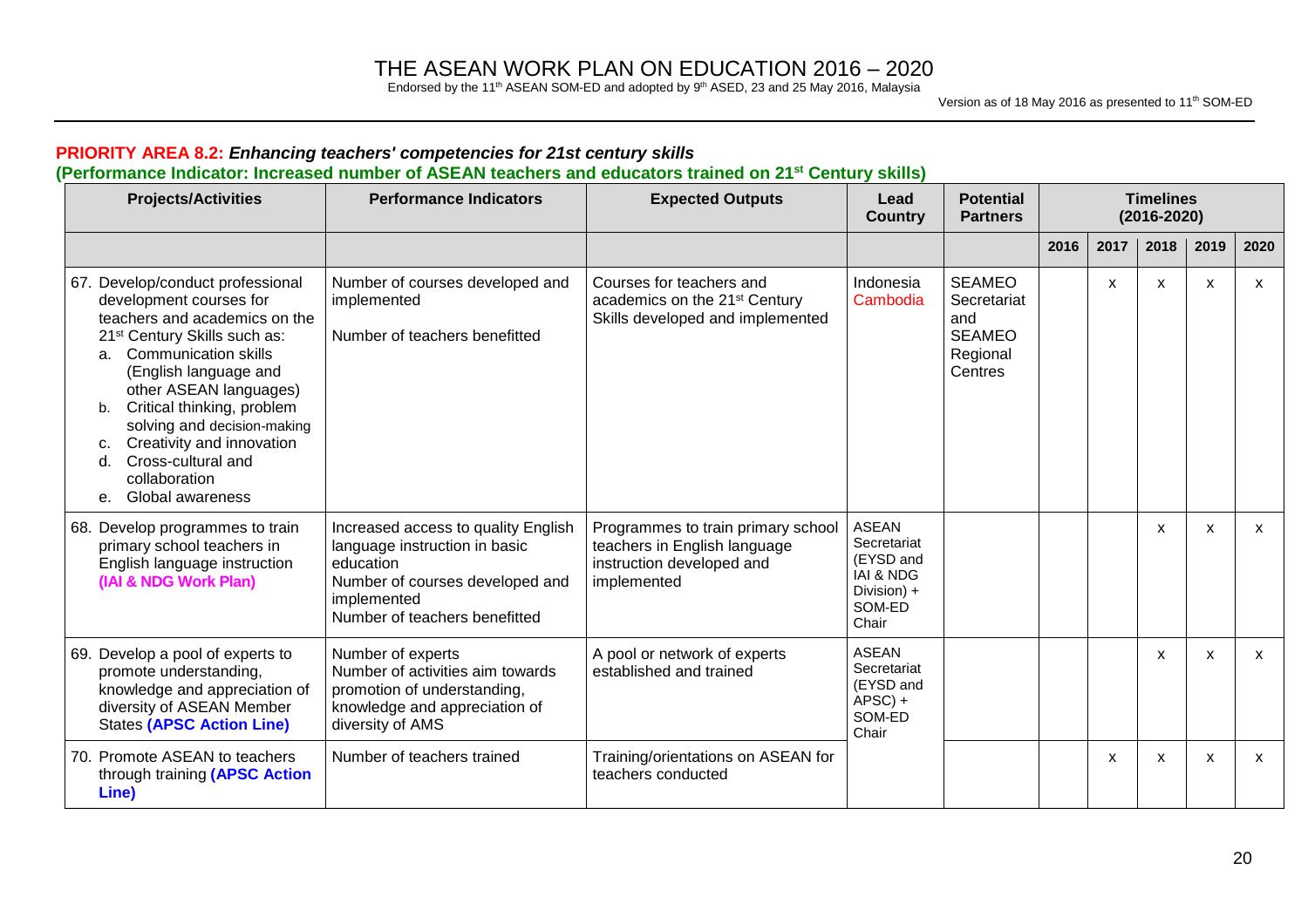## PRIORITY AREA 8.2: *Enhancing teachers' competencies for 21st century skills*

**(Performance Indicator: Increased number of ASEAN teachers and educators trained on 21st Century skills)**

| Projects/Activities | Performance Indicators | Expected Outputs | Lead Country | Potential Partners | Timelines (2016-2020) | | | | |
|---|---|---|---|---|---|---|---|---|---|
| | | | | | 2016 | 2017 | 2018 | 2019 | 2020 |
| 67. Develop/conduct professional development courses for teachers and academics on the 21st Century Skills such as:<br>a. Communication skills (English language and other ASEAN languages)<br>b. Critical thinking, problem solving and decision-making<br>c. Creativity and innovation<br>d. Cross-cultural and collaboration<br>e. Global awareness | Number of courses developed and implemented<br><br>Number of teachers benefitted | Courses for teachers and academics on the 21st Century Skills developed and implemented | Indonesia<br>Cambodia | SEAMEO Secretariat and SEAMEO Regional Centres | | x | x | x | x |
| 68. Develop programmes to train primary school teachers in English language instruction **(IAI & NDG Work Plan)** | Increased access to quality English language instruction in basic education<br>Number of courses developed and implemented<br>Number of teachers benefitted | Programmes to train primary school teachers in English language instruction developed and implemented | ASEAN Secretariat (EYSD and IAI & NDG Division) + SOM-ED Chair | | | | x | x | x |
| 69. Develop a pool of experts to promote understanding, knowledge and appreciation of diversity of ASEAN Member States **(APSC Action Line)** | Number of experts<br>Number of activities aim towards promotion of understanding, knowledge and appreciation of diversity of AMS | A pool or network of experts established and trained | ASEAN Secretariat (EYSD and APSC) + SOM-ED Chair | | | | x | x | x |
| 70. Promote ASEAN to teachers through training **(APSC Action Line)** | Number of teachers trained | Training/orientations on ASEAN for teachers conducted | | | | x | x | x | x |